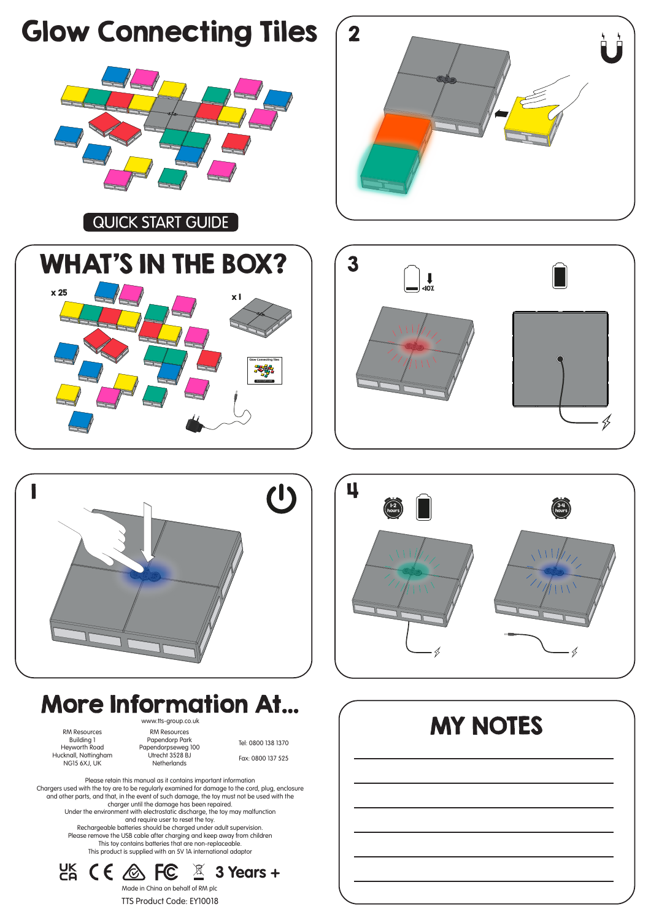# Glow Connecting Tiles

QUICK START GUIDE

## WHAT'S IN THE BOX?

x 25

x 1

Glow Connecting Tiles

1

2

3

<10%

4

1-2 hours

3-4 hours

## More Information At...

www.tts-group.co.uk

RM Resources
Building 1
Heyworth Road
Hucknall, Nottingham
NG15 6XJ, UK

RM Resources
Papendorp Park
Papendorpseweg 100
Utrecht 3528 BJ
Netherlands

Tel: 0800 138 1370

Fax: 0800 137 525

Please retain this manual as it contains important information
Chargers used with the toy are to be regularly examined for damage to the cord, plug, enclosure and other parts, and that, in the event of such damage, the toy must not be used with the charger until the damage has been repaired.
Under the environment with electrostatic discharge, the toy may malfunction and require user to reset the toy.
Rechargeable batteries should be charged under adult supervision.
Please remove the USB cable after charging and keep away from children
This toy contains batteries that are non-replaceable.
This product is supplied with an 5V 1A international adaptor

UK CA CE FC 3 Years +

Made in China on behalf of RM plc

TTS Product Code: EY10018

## MY NOTES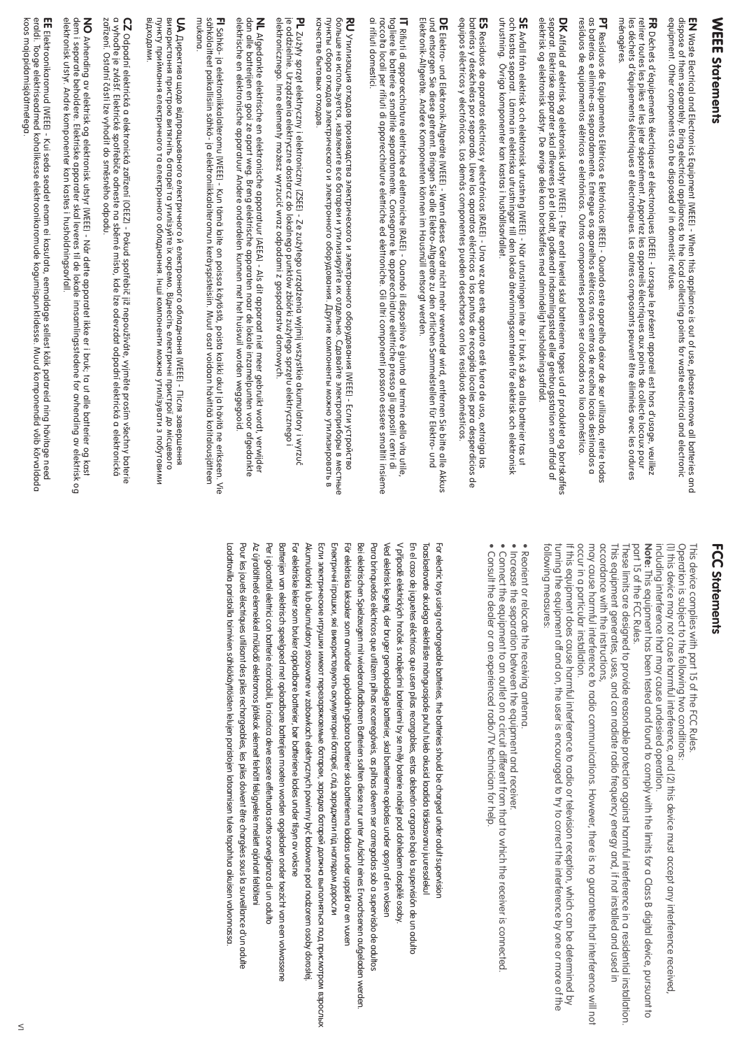# WEEE Statements

**EN** Waste Electrical and Electronics Equipment (WEEE) - When this appliance is out of use, please remove all batteries and dispose of them separately. Bring electrical appliances to the local collecting points for waste electrical and electronic equipment. Other components can be disposed of in domestic refuse.

**FR** Déchets d'équipements électriques et électroniques (DEEE) - Lorsque le présent appareil est hors d'usage, veuillez retirer toutes les piles et les jeter séparément. Apportez les appareils électriques aux points de collecte locaux pour les déchets d'équipements électriques et électroniques. Les autres composants peuvent être éliminés avec les ordures ménagères.

**PT** Resíduos de Equipamentos Elétricos e Eletrónicos (REEE) - Quando este aparelho deixar de ser utilizado, retire todas as baterias e elimine-as separadamente. Entregue os aparelhos elétricos nos centros de recolha locais destinados a resíduos de equipamentos elétricos e eletrónicos. Outros componentes podem ser colocados no lixo doméstico.

**DK** Affald af elektrisk og elektronisk udstyr (WEEE) - Efter endt levetid skal batterierne tages ud af produktet og bortskaffes separat. Elektriske apparater skal afleveres på et lokalt, godkendt indsamlingssted eller genbrugsstation som affald af elektrisk og elektronisk udstyr. De øvrige dele kan bortskaffes med almindeligt husholdningsaffald.

**SE** Avfall från elektrisk och elektronisk utrustning (WEEE) - När utrustningen inte är i bruk ska alla batterier tas ut och kastas separat. Lämna in elektriska utrustningar till den lokala återvinningscentralen för elektrisk och elektronisk utrustning. Övriga komponenter kan kastas i hushållsavfallet.

**ES** Residuos de aparatos eléctricos y electrónicos (RAEE) - Una vez que este aparato esté fuera de uso, extraiga las baterías y deséchelas por separado. Lleve los aparatos eléctricos a los puntos de recogida locales para desperdicios de equipos eléctricos y electrónicos. Los demás componentes pueden desecharse con los residuos domésticos.

**DE** Elektro- und Elektronik-Altgeräte (WEEE) - Wenn dieses Gerät nicht mehr verwendet wird, entfernen Sie bitte alle Akkus und entsorgen Sie diese getrennt. Bringen Sie die Elektro-Altgeräte zu den örtlichen Sammelstellen für Elektro- und Elektronik-Altgeräte. Andere Komponenten können im Hausmüll entsorgt werden.

**IT** Rifiuti di apparecchiature elettriche ed elettroniche (RAEE) - Quando il dispositivo è giunto al termine della vita utile, togliere le batterie e smaltirle separatamente. Consegnare le apparecchiature elettriche presso gli appositi centri di raccolta locali per rifiuti di apparecchiature elettriche ed elettroniche. Gli altri componenti possono essere smaltiti insieme ai rifiuti domestici.

**RU** Утилизация отходов производства электрического и электронного оборудования (WEEE) - Если устройство больше не используется, извлеките все батареи и утилизируйте их отдельно. Сдавайте электроприборы в местные пункты сбора отходов электрического и электронного оборудования. Другие компоненты можно утилизировать в качестве бытовых отходов.

**PL** Zużyty sprzęt elektryczny i elektroniczny (ZSEE) - Ze zużytego urządzenia wyjmij wszystkie akumulatory i wyrzuć je oddzielnie. Urządzenia elektryczne dostarcz do lokalnego punktów zbiórki zużytego sprzętu elektrycznego i elektronicznego. Inne elementy możesz wyrzucić wraz odpadami z gospodarstw domowych.

**NL** Afgedankte elektrische en elektronische apparatuur (AEEA) - Als dit apparaat niet meer gebruikt wordt, verwijder dan alle batterijen en gooi ze apart weg. Breng elektrische apparaten naar de lokale inzamelpunten voor afgedankte elektrische en elektronische apparatuur. Andere onderdelen kunnen met het huisvuil worden weggegooid.

**FI** Sähkö- ja elektroniikkalaiteromu (WEEE) - Kun tämä laite on poissa käytöstä, poista kaikki akut ja hävitä ne erikseen. Vie sähkölaitteet paikallisiin sähkö- ja elektroniikkalaiteromun keräyspisteisiin. Muut osat voidaan hävittää kotitalousjätteen mukana.

**UA** Директива щодо відпрацьованого електричного й електронного обладнання (WEEE) - Після завершення використання пристрою витягніть батареї та утилізуйте їх окремо. Віднесіть електричні пристрої до місцевого пункту приймання електричного та електронного обладнання. Інші компоненти можна утилізувати з побутовими відходами.

**CZ** Odpadní elektrická a elektronická zařízení (OEEZ) - Pokud spotřebič již nepoužíváte, vyjměte prosím všechny baterie a vyhoďte je zvlášť. Elektrické spotřebiče odneste na sběrné místo, kde lze odevzdat odpadní elektrická a elektronická zařízení. Ostatní části lze vyhodit do směsného odpadu.

**NO** Avhending av elektrisk og elektronisk utstyr (WEEE) - Når dette apparatet ikke er i bruk, ta ut alle batterier og kast dem i separate beholdere. Elektriske apparater skal leveres til de lokale innsamlingsstedene for avhending av elektrisk og elektronisk utstyr. Andre komponenter kan kastes i husholdningsavfall.

**EE** Elektroonikaromud (WEEE) - Kui seda seadet enam ei kasutata, eemaldage sellest kõik patareid ning hävitage need eraldi. Tooge elektriseadmed kohalikesse elektroonikaromude kogumispunktidesse. Muud komponendid võib kõrvaldada koos majapidamisjäätmetega.

# FCC Statements

This device complies with part 15 of the FCC Rules.
Operation is subject to the following two conditions:
(1) this device may not cause harmful interference, and (2) this device must accept any interference received, including interference that may cause undesired operation.

**Note:** This equipment has been tested and found to comply with the limits for a Class B digital device, pursuant to part 15 of the FCC Rules.
These limits are designed to provide reasonable protection against harmful interference in a residential installation.
This equipment generates, uses, and can radiate radio frequency energy and, if not installed and used in accordance with the instructions,
may cause harmful interference to radio communications. However, there is no guarantee that interference will not occur in a particular installation.
If this equipment does cause harmful interference to radio or television reception, which can be determined by turning the equipment off and on, the user is encouraged to try to correct the interference by one or more of the following measures:

- Reorient or relocate the receiving antenna.
- Increase the separation between the equipment and receiver.
- Connect the equipment to an outlet on a circuit different from that to which the receiver is connected.
- Consult the dealer or an experienced radio/TV technician for help.

For electric toys using rechargeable batteries, the batteries should be charged under adult supervision
Taaslaetavate akudega elektriliste mänguasjade puhul tuleb akusid laadida täiskasvanu järelevalvel
En el caso de juguetes eléctricos que usen pilas recargables, estas deberán cargarse bajo la supervisión de un adulto
V případě elektrických hraček s nabíjecími bateriemi by se měly baterie nabíjet pod dohledem dospělé osoby.
Ved elektrisk legetøj, der bruger genopladelige batterier, skal batterierne oplades under opsyn af en voksen
Para brinquedos elétricos que utilizem pilhas recarregáveis, as pilhas devem ser carregadas sob a supervisão de adultos
Bei elektrischen Spielzeugen mit wiederaufladbaren Batterien sollten diese nur unter Aufsicht eines Erwachsenen aufgeladen werden.
För elektriska leksaker som använder uppladdningsbara batterier ska batterierna laddas under uppsikt av en vuxen
Електричні іграшки, які використовують акумуляторні батареї, слід заряджати під наглядом дорослих
Если электрические игрушки имеют перезаряжаемые батареи, зарядка батарей должна выполняться под присмотром взрослых
Akumulatori lub akumulatory stosowane w zabawkach elektrycznych powinny być ładowane pod nadzorem osoby dorosłej.
For elektriske leker som bruker oppladbare batterier, bør batteriene lades under tilsyn av voksne
Batterijen van elektrisch speelgoed met oplaadbare batterijen moeten worden opgeladen onder toezicht van een volwassene
Per i giocattoli elettrici con batterie ricaricabili, la ricarica deve essere effettuata sotto sorveglianza di un adulto
Az újratölthető elemekkel működő elektromos játékok elemeit felnőtt felügyelete mellett ajánlott feltölteni
Pour les jouets électriques utilisant des piles rechargeables, les piles doivent être chargées sous la surveillance d'un adulte
Ladattavilla paristoilla toimivien sähkökäyttöisten lelujen paristojen lataamisen tulee tapahtua aikuisen valvonnassa.